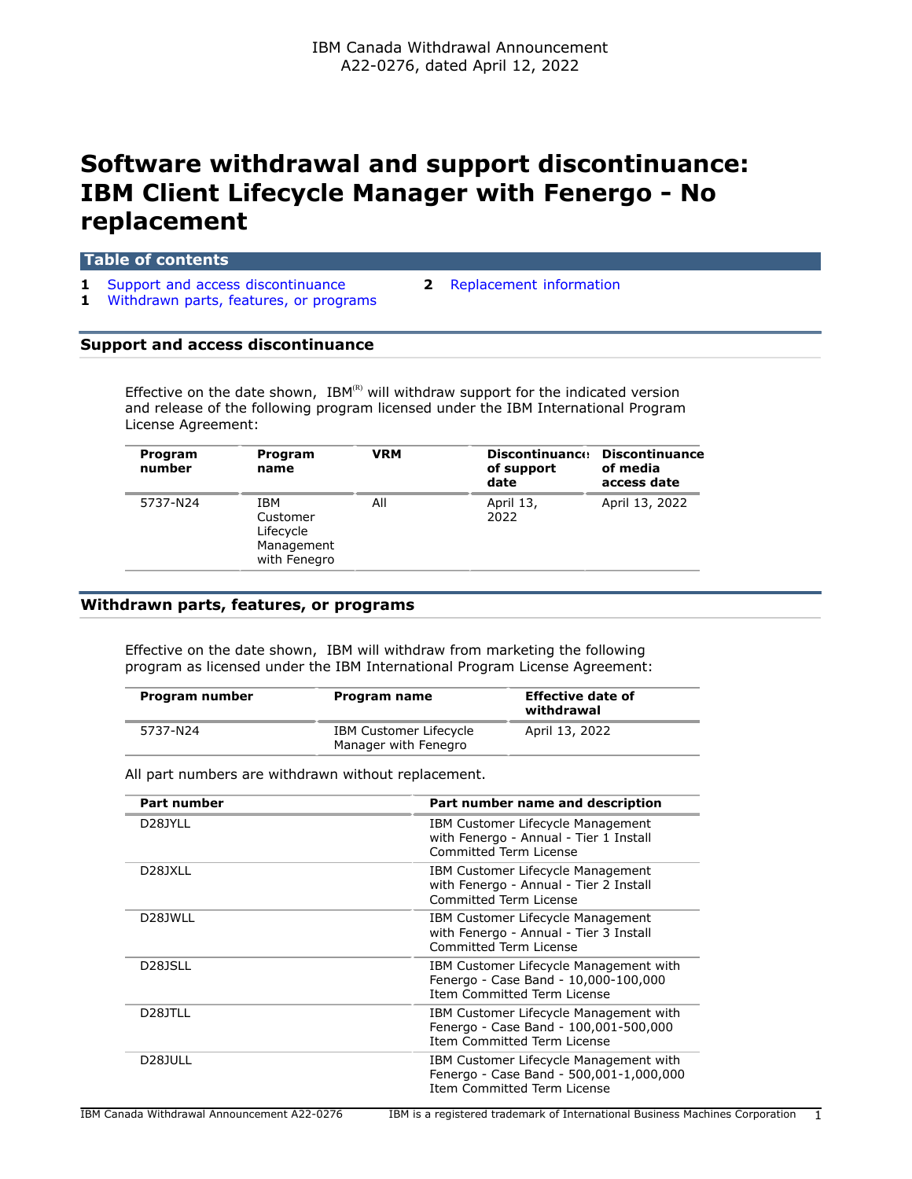IBM Canada Withdrawal Announcement
A22-0276, dated April 12, 2022

# Software withdrawal and support discontinuance: IBM Client Lifecycle Manager with Fenergo - No replacement

## Table of contents

- 1 Support and access discontinuance
- 1 Withdrawn parts, features, or programs
- 2 Replacement information

## Support and access discontinuance

Effective on the date shown, IBM(R) will withdraw support for the indicated version and release of the following program licensed under the IBM International Program License Agreement:

| Program number | Program name | VRM | Discontinuance of support date | Discontinuance of media access date |
|---|---|---|---|---|
| 5737-N24 | IBM Customer Lifecycle Management with Fenegro | All | April 13, 2022 | April 13, 2022 |

## Withdrawn parts, features, or programs

Effective on the date shown, IBM will withdraw from marketing the following program as licensed under the IBM International Program License Agreement:

| Program number | Program name | Effective date of withdrawal |
|---|---|---|
| 5737-N24 | IBM Customer Lifecycle Manager with Fenegro | April 13, 2022 |

All part numbers are withdrawn without replacement.

| Part number | Part number name and description |
|---|---|
| D28JYLL | IBM Customer Lifecycle Management with Fenergo - Annual - Tier 1 Install Committed Term License |
| D28JXLL | IBM Customer Lifecycle Management with Fenergo - Annual - Tier 2 Install Committed Term License |
| D28JWLL | IBM Customer Lifecycle Management with Fenergo - Annual - Tier 3 Install Committed Term License |
| D28JSLL | IBM Customer Lifecycle Management with Fenergo - Case Band - 10,000-100,000 Item Committed Term License |
| D28JTLL | IBM Customer Lifecycle Management with Fenergo - Case Band - 100,001-500,000 Item Committed Term License |
| D28JULL | IBM Customer Lifecycle Management with Fenergo - Case Band - 500,001-1,000,000 Item Committed Term License |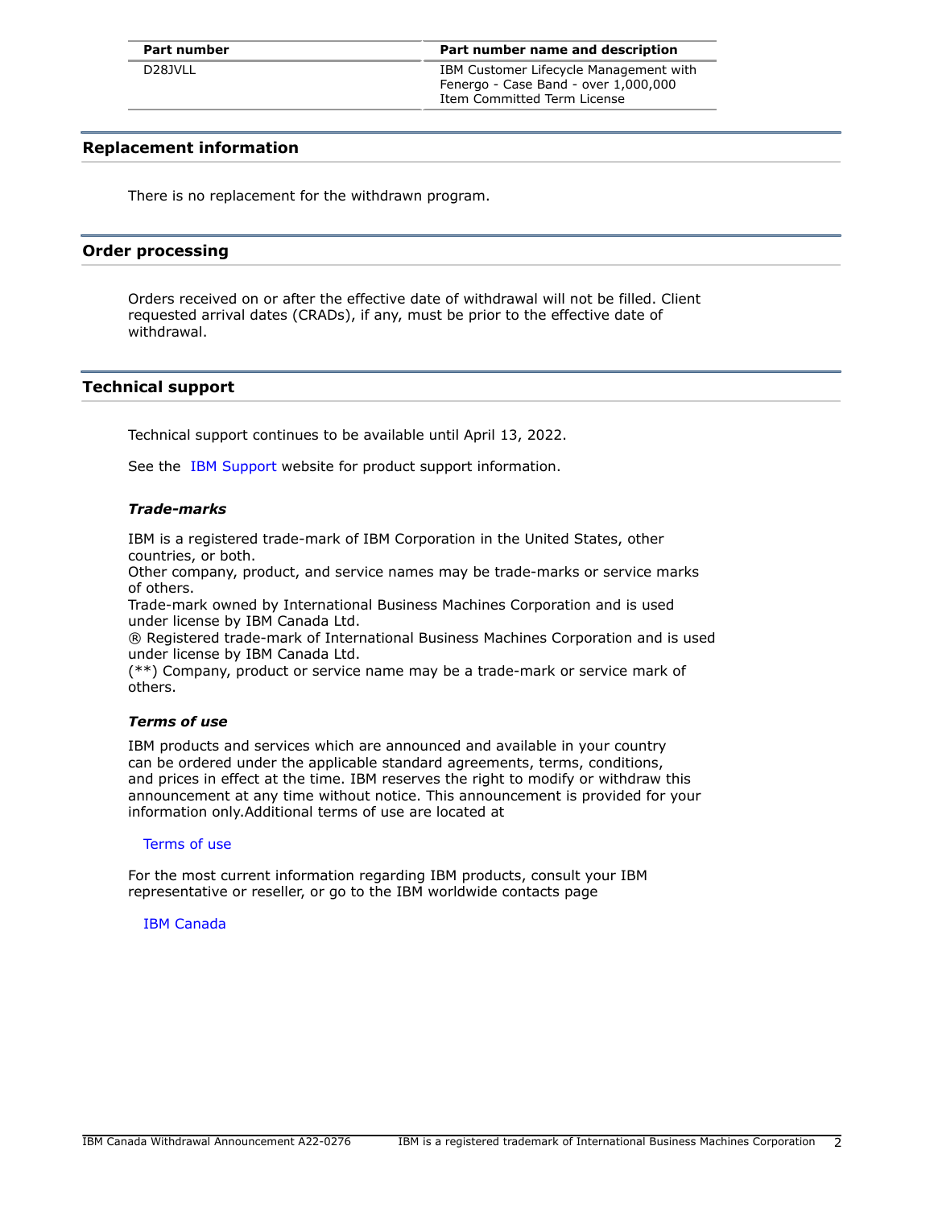| Part number | Part number name and description |
| --- | --- |
| D28JVLL | IBM Customer Lifecycle Management with Fenergo - Case Band - over 1,000,000 Item Committed Term License |

## Replacement information

There is no replacement for the withdrawn program.

## Order processing

Orders received on or after the effective date of withdrawal will not be filled. Client requested arrival dates (CRADs), if any, must be prior to the effective date of withdrawal.

## Technical support

Technical support continues to be available until April 13, 2022.

See the IBM Support website for product support information.

### *Trade-marks*

IBM is a registered trade-mark of IBM Corporation in the United States, other countries, or both.
Other company, product, and service names may be trade-marks or service marks of others.
Trade-mark owned by International Business Machines Corporation and is used under license by IBM Canada Ltd.
® Registered trade-mark of International Business Machines Corporation and is used under license by IBM Canada Ltd.
(**) Company, product or service name may be a trade-mark or service mark of others.

### *Terms of use*

IBM products and services which are announced and available in your country can be ordered under the applicable standard agreements, terms, conditions, and prices in effect at the time. IBM reserves the right to modify or withdraw this announcement at any time without notice. This announcement is provided for your information only.Additional terms of use are located at

Terms of use

For the most current information regarding IBM products, consult your IBM representative or reseller, or go to the IBM worldwide contacts page

IBM Canada